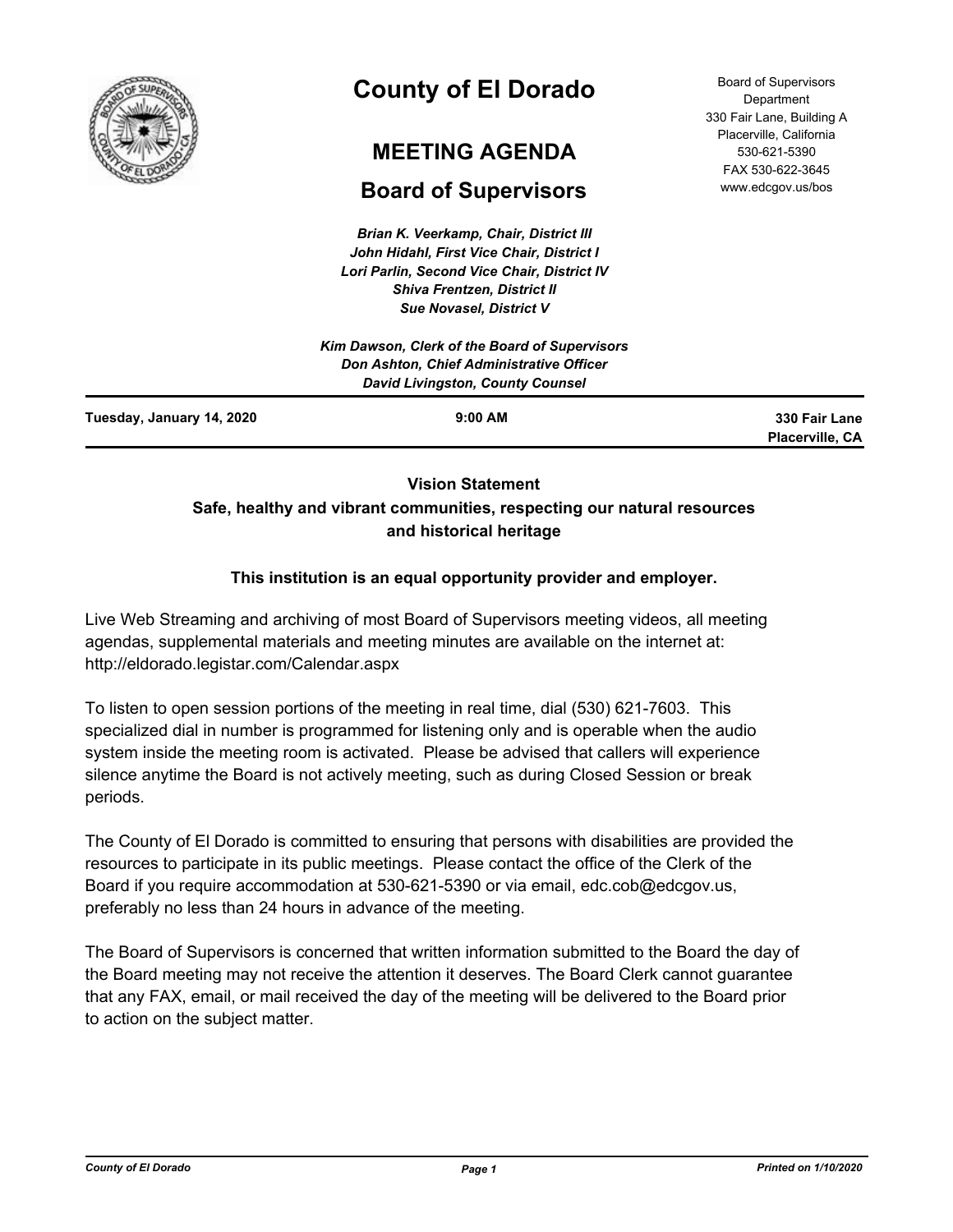# County of El Dorado

## MEETING AGENDA

## Board of Supervisors

Board of Supervisors Department
330 Fair Lane, Building A
Placerville, California
530-621-5390
FAX 530-622-3645
www.edcgov.us/bos

***Brian K. Veerkamp, Chair, District III***
***John Hidahl, First Vice Chair, District I***
***Lori Parlin, Second Vice Chair, District IV***
***Shiva Frentzen, District II***
***Sue Novasel, District V***

***Kim Dawson, Clerk of the Board of Supervisors***
***Don Ashton, Chief Administrative Officer***
***David Livingston, County Counsel***

| **Tuesday, January 14, 2020** | **9:00 AM** | **330 Fair Lane Placerville, CA** |
|---|---|---|

**Vision Statement**
**Safe, healthy and vibrant communities, respecting our natural resources and historical heritage**

**This institution is an equal opportunity provider and employer.**

Live Web Streaming and archiving of most Board of Supervisors meeting videos, all meeting agendas, supplemental materials and meeting minutes are available on the internet at: http://eldorado.legistar.com/Calendar.aspx

To listen to open session portions of the meeting in real time, dial (530) 621-7603. This specialized dial in number is programmed for listening only and is operable when the audio system inside the meeting room is activated. Please be advised that callers will experience silence anytime the Board is not actively meeting, such as during Closed Session or break periods.

The County of El Dorado is committed to ensuring that persons with disabilities are provided the resources to participate in its public meetings. Please contact the office of the Clerk of the Board if you require accommodation at 530-621-5390 or via email, edc.cob@edcgov.us, preferably no less than 24 hours in advance of the meeting.

The Board of Supervisors is concerned that written information submitted to the Board the day of the Board meeting may not receive the attention it deserves. The Board Clerk cannot guarantee that any FAX, email, or mail received the day of the meeting will be delivered to the Board prior to action on the subject matter.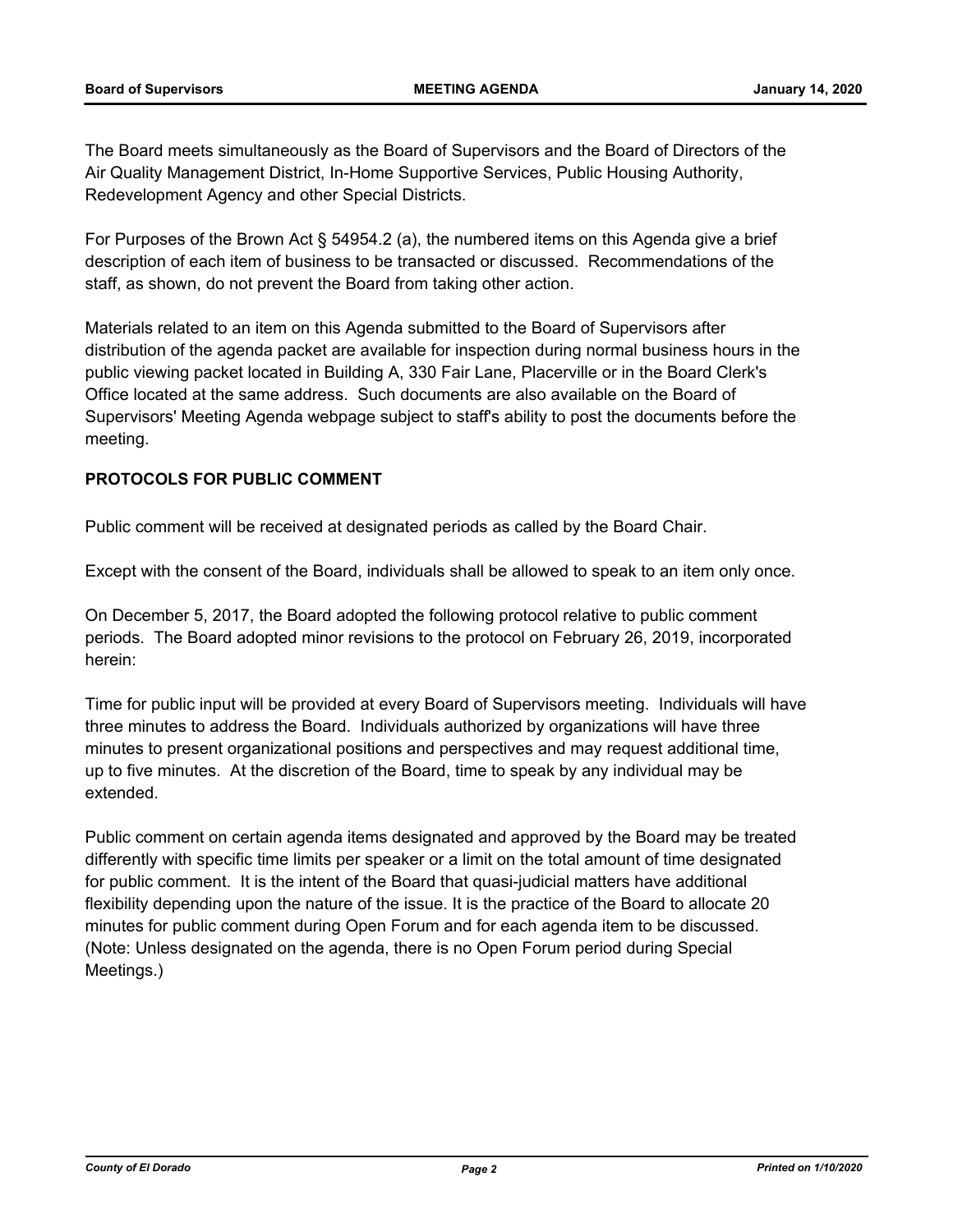The Board meets simultaneously as the Board of Supervisors and the Board of Directors of the Air Quality Management District, In-Home Supportive Services, Public Housing Authority, Redevelopment Agency and other Special Districts.

For Purposes of the Brown Act § 54954.2 (a), the numbered items on this Agenda give a brief description of each item of business to be transacted or discussed. Recommendations of the staff, as shown, do not prevent the Board from taking other action.

Materials related to an item on this Agenda submitted to the Board of Supervisors after distribution of the agenda packet are available for inspection during normal business hours in the public viewing packet located in Building A, 330 Fair Lane, Placerville or in the Board Clerk's Office located at the same address. Such documents are also available on the Board of Supervisors' Meeting Agenda webpage subject to staff's ability to post the documents before the meeting.

**PROTOCOLS FOR PUBLIC COMMENT**

Public comment will be received at designated periods as called by the Board Chair.

Except with the consent of the Board, individuals shall be allowed to speak to an item only once.

On December 5, 2017, the Board adopted the following protocol relative to public comment periods. The Board adopted minor revisions to the protocol on February 26, 2019, incorporated herein:

Time for public input will be provided at every Board of Supervisors meeting. Individuals will have three minutes to address the Board. Individuals authorized by organizations will have three minutes to present organizational positions and perspectives and may request additional time, up to five minutes. At the discretion of the Board, time to speak by any individual may be extended.

Public comment on certain agenda items designated and approved by the Board may be treated differently with specific time limits per speaker or a limit on the total amount of time designated for public comment. It is the intent of the Board that quasi-judicial matters have additional flexibility depending upon the nature of the issue. It is the practice of the Board to allocate 20 minutes for public comment during Open Forum and for each agenda item to be discussed. (Note: Unless designated on the agenda, there is no Open Forum period during Special Meetings.)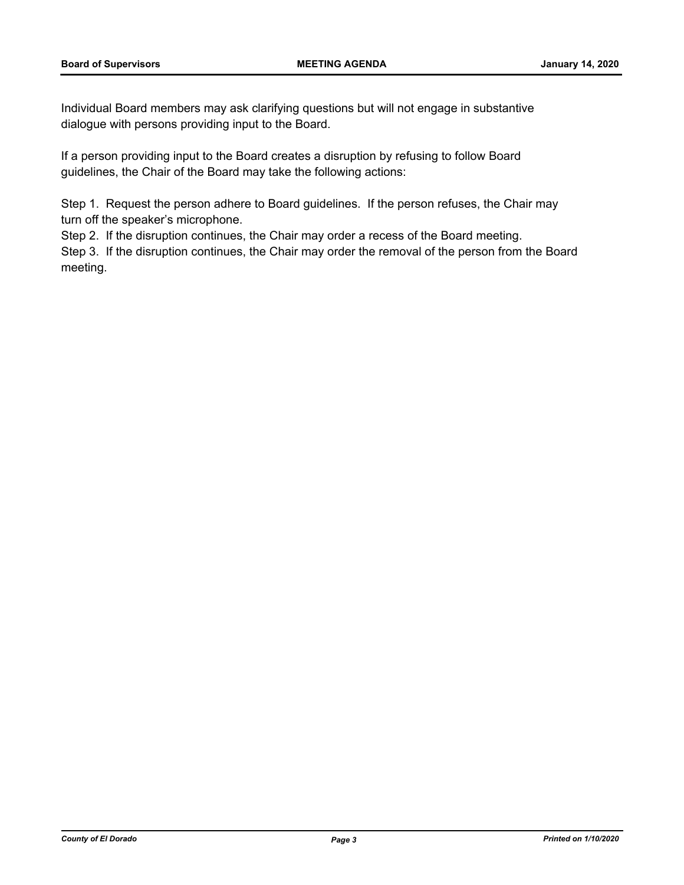Individual Board members may ask clarifying questions but will not engage in substantive dialogue with persons providing input to the Board.

If a person providing input to the Board creates a disruption by refusing to follow Board guidelines, the Chair of the Board may take the following actions:

Step 1. Request the person adhere to Board guidelines. If the person refuses, the Chair may turn off the speaker's microphone.
Step 2. If the disruption continues, the Chair may order a recess of the Board meeting.
Step 3. If the disruption continues, the Chair may order the removal of the person from the Board meeting.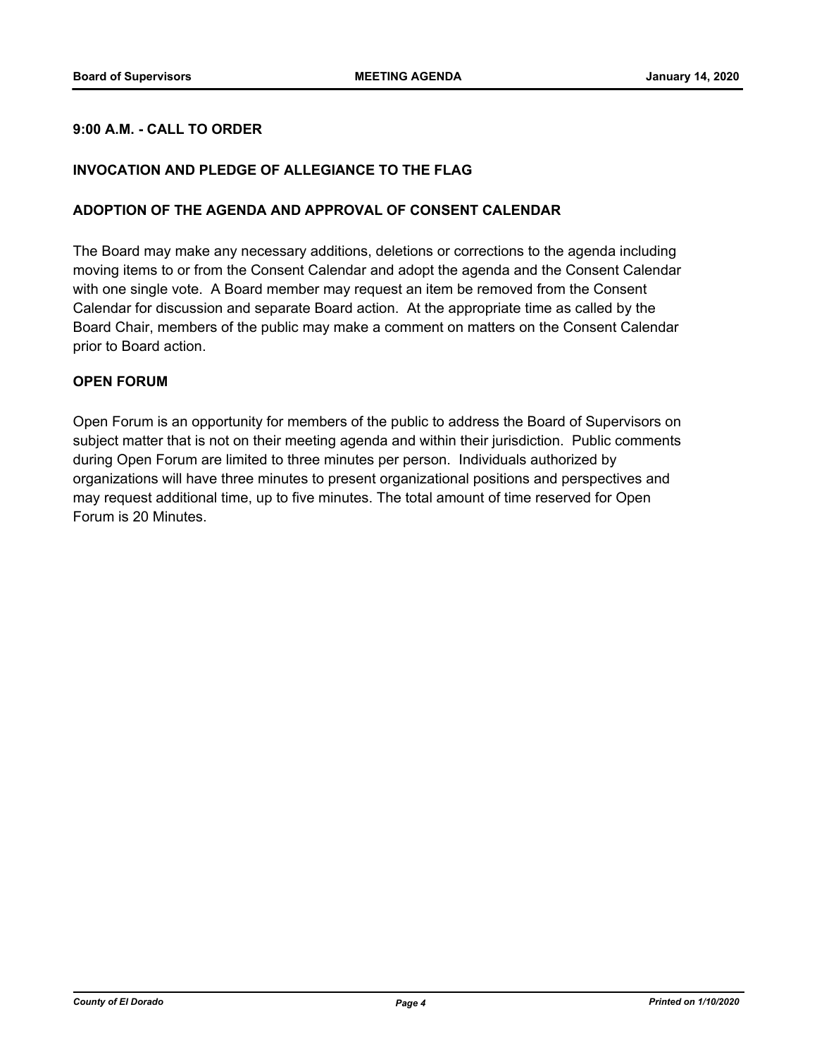## 9:00 A.M. - CALL TO ORDER

## INVOCATION AND PLEDGE OF ALLEGIANCE TO THE FLAG

## ADOPTION OF THE AGENDA AND APPROVAL OF CONSENT CALENDAR

The Board may make any necessary additions, deletions or corrections to the agenda including moving items to or from the Consent Calendar and adopt the agenda and the Consent Calendar with one single vote. A Board member may request an item be removed from the Consent Calendar for discussion and separate Board action. At the appropriate time as called by the Board Chair, members of the public may make a comment on matters on the Consent Calendar prior to Board action.

## OPEN FORUM

Open Forum is an opportunity for members of the public to address the Board of Supervisors on subject matter that is not on their meeting agenda and within their jurisdiction. Public comments during Open Forum are limited to three minutes per person. Individuals authorized by organizations will have three minutes to present organizational positions and perspectives and may request additional time, up to five minutes. The total amount of time reserved for Open Forum is 20 Minutes.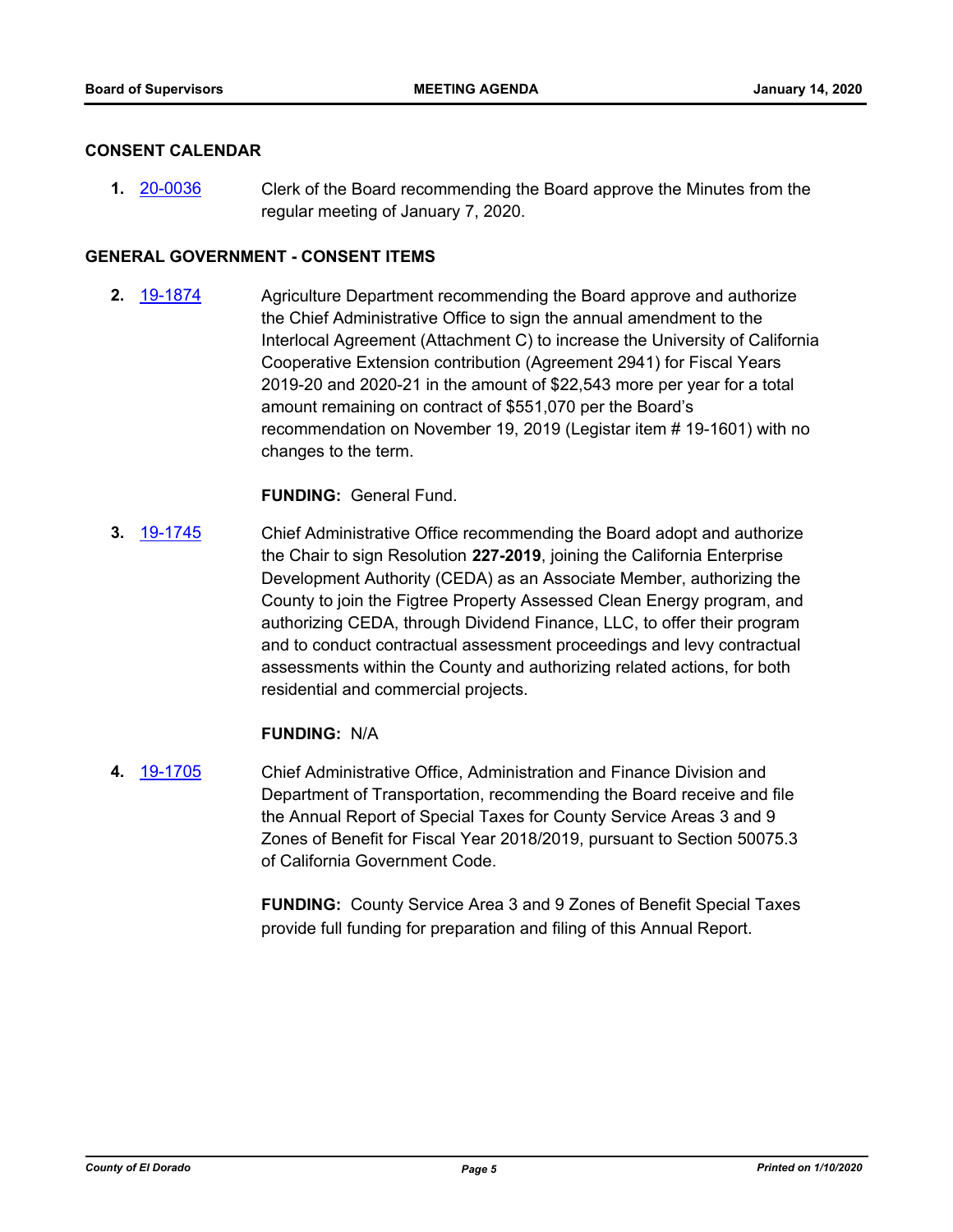## CONSENT CALENDAR

**1.** [20-0036](20-0036) Clerk of the Board recommending the Board approve the Minutes from the regular meeting of January 7, 2020.

## GENERAL GOVERNMENT - CONSENT ITEMS

**2.** [19-1874](19-1874) Agriculture Department recommending the Board approve and authorize the Chief Administrative Office to sign the annual amendment to the Interlocal Agreement (Attachment C) to increase the University of California Cooperative Extension contribution (Agreement 2941) for Fiscal Years 2019-20 and 2020-21 in the amount of $22,543 more per year for a total amount remaining on contract of $551,070 per the Board's recommendation on November 19, 2019 (Legistar item # 19-1601) with no changes to the term.

**FUNDING:** General Fund.

**3.** [19-1745](19-1745) Chief Administrative Office recommending the Board adopt and authorize the Chair to sign Resolution **227-2019**, joining the California Enterprise Development Authority (CEDA) as an Associate Member, authorizing the County to join the Figtree Property Assessed Clean Energy program, and authorizing CEDA, through Dividend Finance, LLC, to offer their program and to conduct contractual assessment proceedings and levy contractual assessments within the County and authorizing related actions, for both residential and commercial projects.

**FUNDING:** N/A

**4.** [19-1705](19-1705) Chief Administrative Office, Administration and Finance Division and Department of Transportation, recommending the Board receive and file the Annual Report of Special Taxes for County Service Areas 3 and 9 Zones of Benefit for Fiscal Year 2018/2019, pursuant to Section 50075.3 of California Government Code.

**FUNDING:** County Service Area 3 and 9 Zones of Benefit Special Taxes provide full funding for preparation and filing of this Annual Report.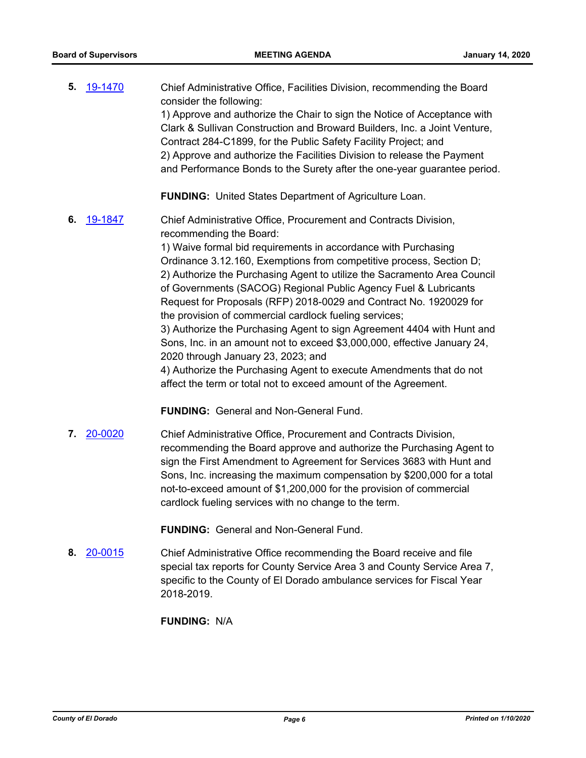**5.** [19-1470](19-1470)

Chief Administrative Office, Facilities Division, recommending the Board consider the following:
1) Approve and authorize the Chair to sign the Notice of Acceptance with Clark & Sullivan Construction and Broward Builders, Inc. a Joint Venture, Contract 284-C1899, for the Public Safety Facility Project; and
2) Approve and authorize the Facilities Division to release the Payment and Performance Bonds to the Surety after the one-year guarantee period.

**FUNDING:** United States Department of Agriculture Loan.

**6.** [19-1847](19-1847)

Chief Administrative Office, Procurement and Contracts Division, recommending the Board:
1) Waive formal bid requirements in accordance with Purchasing Ordinance 3.12.160, Exemptions from competitive process, Section D;
2) Authorize the Purchasing Agent to utilize the Sacramento Area Council of Governments (SACOG) Regional Public Agency Fuel & Lubricants Request for Proposals (RFP) 2018-0029 and Contract No. 1920029 for the provision of commercial cardlock fueling services;
3) Authorize the Purchasing Agent to sign Agreement 4404 with Hunt and Sons, Inc. in an amount not to exceed $3,000,000, effective January 24, 2020 through January 23, 2023; and
4) Authorize the Purchasing Agent to execute Amendments that do not affect the term or total not to exceed amount of the Agreement.

**FUNDING:** General and Non-General Fund.

**7.** [20-0020](20-0020)

Chief Administrative Office, Procurement and Contracts Division, recommending the Board approve and authorize the Purchasing Agent to sign the First Amendment to Agreement for Services 3683 with Hunt and Sons, Inc. increasing the maximum compensation by $200,000 for a total not-to-exceed amount of $1,200,000 for the provision of commercial cardlock fueling services with no change to the term.

**FUNDING:** General and Non-General Fund.

**8.** [20-0015](20-0015)

Chief Administrative Office recommending the Board receive and file special tax reports for County Service Area 3 and County Service Area 7, specific to the County of El Dorado ambulance services for Fiscal Year 2018-2019.

**FUNDING:** N/A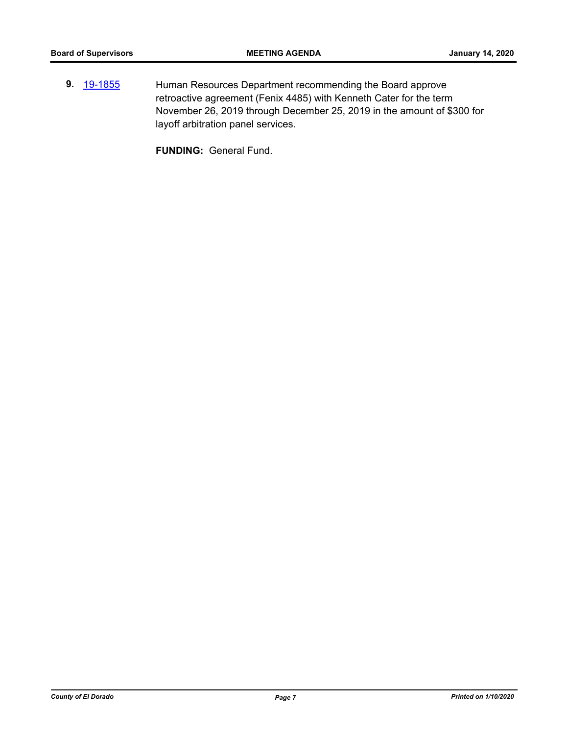**9.** 19-1855 Human Resources Department recommending the Board approve retroactive agreement (Fenix 4485) with Kenneth Cater for the term November 26, 2019 through December 25, 2019 in the amount of $300 for layoff arbitration panel services.

**FUNDING:** General Fund.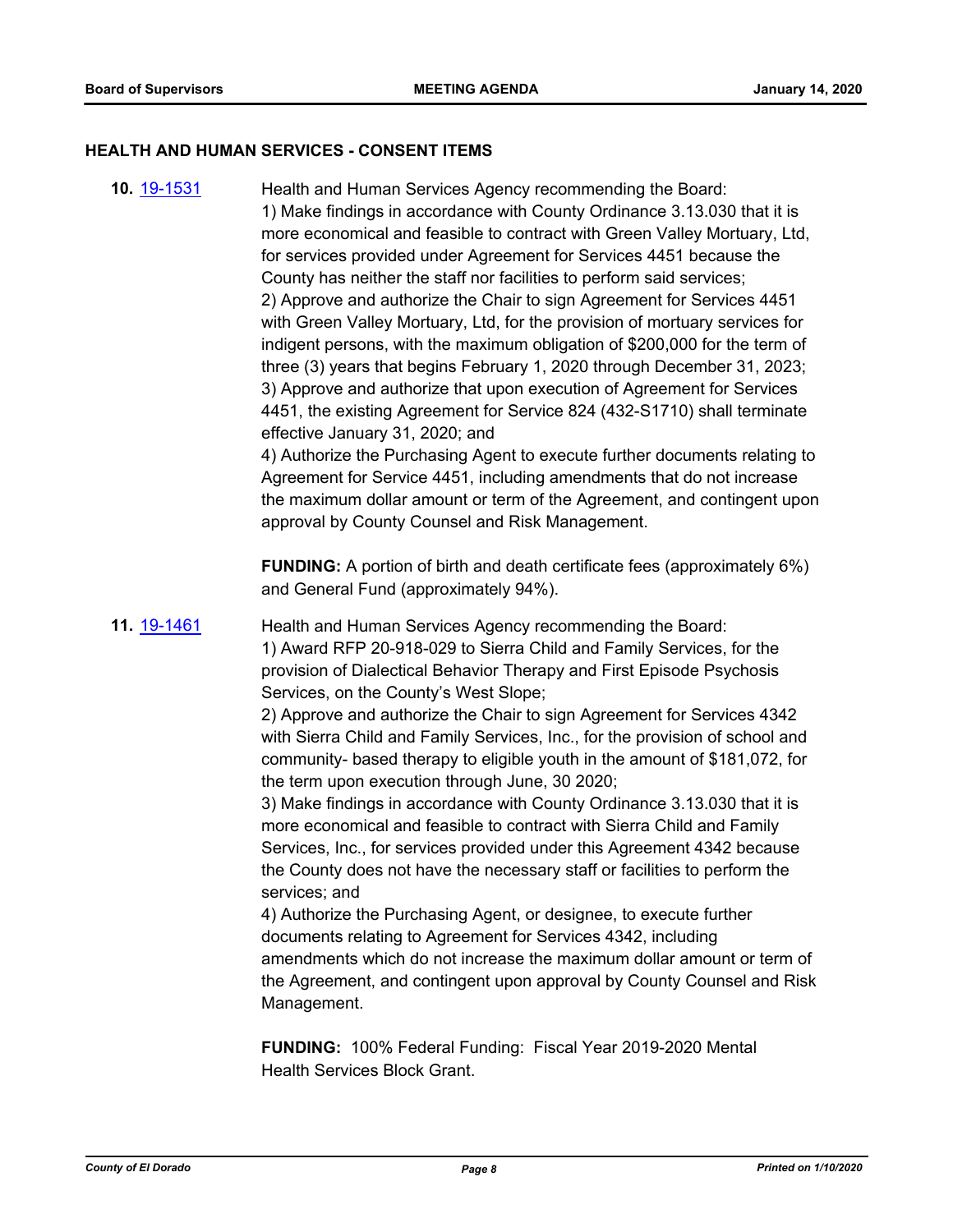## HEALTH AND HUMAN SERVICES - CONSENT ITEMS

**10.** [19-1531](19-1531) Health and Human Services Agency recommending the Board:

1) Make findings in accordance with County Ordinance 3.13.030 that it is more economical and feasible to contract with Green Valley Mortuary, Ltd, for services provided under Agreement for Services 4451 because the County has neither the staff nor facilities to perform said services;
2) Approve and authorize the Chair to sign Agreement for Services 4451 with Green Valley Mortuary, Ltd, for the provision of mortuary services for indigent persons, with the maximum obligation of $200,000 for the term of three (3) years that begins February 1, 2020 through December 31, 2023;
3) Approve and authorize that upon execution of Agreement for Services 4451, the existing Agreement for Service 824 (432-S1710) shall terminate effective January 31, 2020; and
4) Authorize the Purchasing Agent to execute further documents relating to Agreement for Service 4451, including amendments that do not increase the maximum dollar amount or term of the Agreement, and contingent upon approval by County Counsel and Risk Management.

**FUNDING:** A portion of birth and death certificate fees (approximately 6%) and General Fund (approximately 94%).

**11.** [19-1461](19-1461) Health and Human Services Agency recommending the Board:

1) Award RFP 20-918-029 to Sierra Child and Family Services, for the provision of Dialectical Behavior Therapy and First Episode Psychosis Services, on the County's West Slope;
2) Approve and authorize the Chair to sign Agreement for Services 4342 with Sierra Child and Family Services, Inc., for the provision of school and community- based therapy to eligible youth in the amount of $181,072, for the term upon execution through June, 30 2020;
3) Make findings in accordance with County Ordinance 3.13.030 that it is more economical and feasible to contract with Sierra Child and Family Services, Inc., for services provided under this Agreement 4342 because the County does not have the necessary staff or facilities to perform the services; and
4) Authorize the Purchasing Agent, or designee, to execute further documents relating to Agreement for Services 4342, including amendments which do not increase the maximum dollar amount or term of the Agreement, and contingent upon approval by County Counsel and Risk Management.

**FUNDING:** 100% Federal Funding: Fiscal Year 2019-2020 Mental Health Services Block Grant.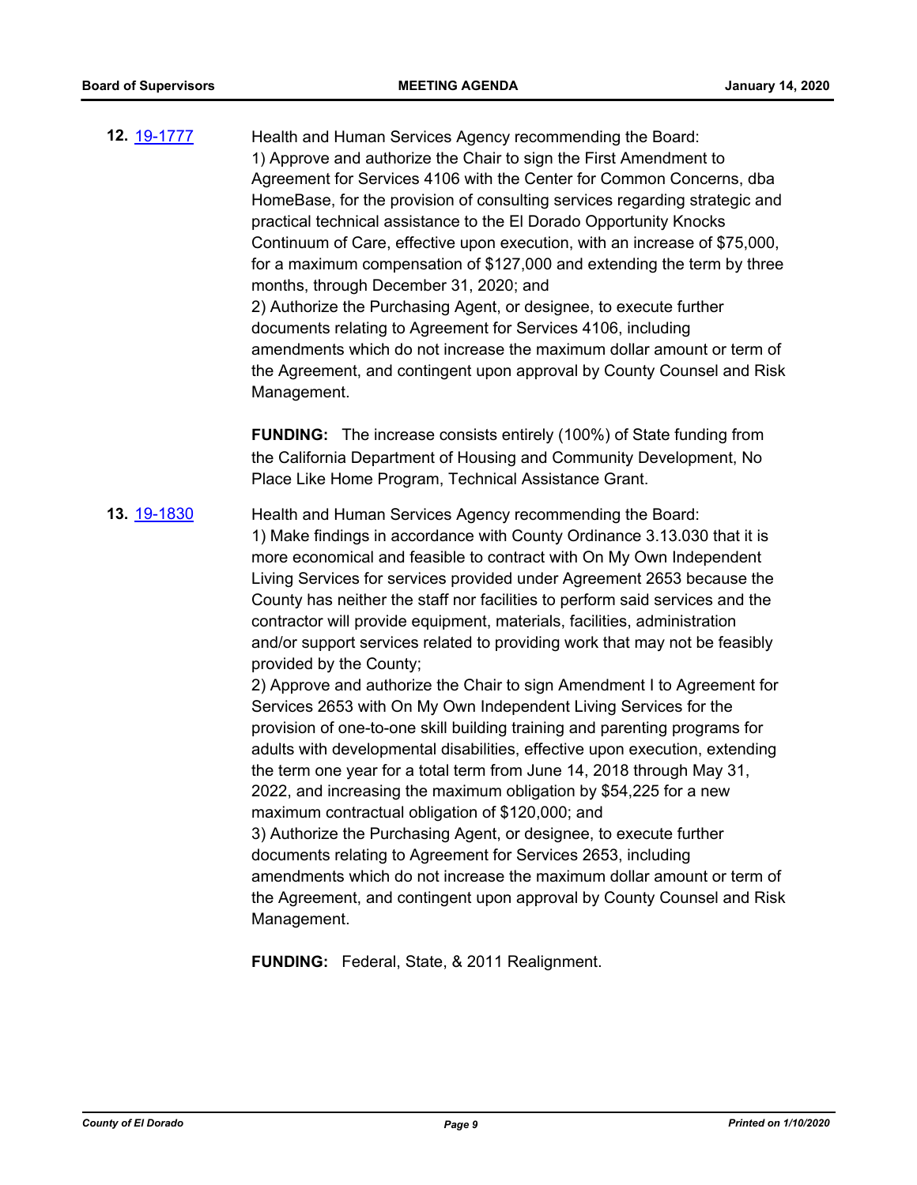**12.** [19-1777](#)

Health and Human Services Agency recommending the Board:
1) Approve and authorize the Chair to sign the First Amendment to Agreement for Services 4106 with the Center for Common Concerns, dba HomeBase, for the provision of consulting services regarding strategic and practical technical assistance to the El Dorado Opportunity Knocks Continuum of Care, effective upon execution, with an increase of $75,000, for a maximum compensation of $127,000 and extending the term by three months, through December 31, 2020; and
2) Authorize the Purchasing Agent, or designee, to execute further documents relating to Agreement for Services 4106, including amendments which do not increase the maximum dollar amount or term of the Agreement, and contingent upon approval by County Counsel and Risk Management.

**FUNDING:** The increase consists entirely (100%) of State funding from the California Department of Housing and Community Development, No Place Like Home Program, Technical Assistance Grant.

**13.** [19-1830](#)

Health and Human Services Agency recommending the Board:
1) Make findings in accordance with County Ordinance 3.13.030 that it is more economical and feasible to contract with On My Own Independent Living Services for services provided under Agreement 2653 because the County has neither the staff nor facilities to perform said services and the contractor will provide equipment, materials, facilities, administration and/or support services related to providing work that may not be feasibly provided by the County;
2) Approve and authorize the Chair to sign Amendment I to Agreement for Services 2653 with On My Own Independent Living Services for the provision of one-to-one skill building training and parenting programs for adults with developmental disabilities, effective upon execution, extending the term one year for a total term from June 14, 2018 through May 31, 2022, and increasing the maximum obligation by $54,225 for a new maximum contractual obligation of $120,000; and
3) Authorize the Purchasing Agent, or designee, to execute further documents relating to Agreement for Services 2653, including amendments which do not increase the maximum dollar amount or term of the Agreement, and contingent upon approval by County Counsel and Risk Management.

**FUNDING:** Federal, State, & 2011 Realignment.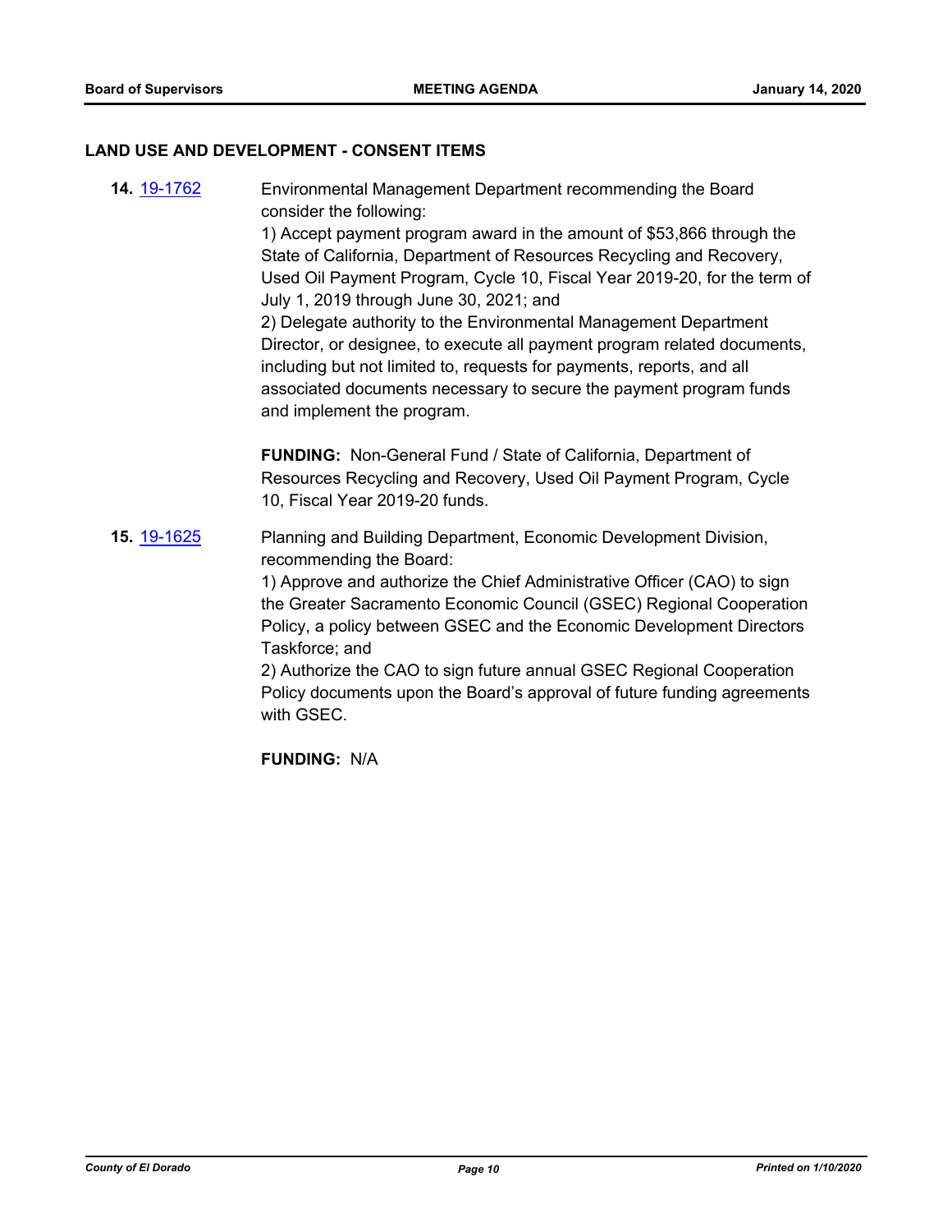## LAND USE AND DEVELOPMENT - CONSENT ITEMS

**14.** 19-1762

Environmental Management Department recommending the Board consider the following:

1) Accept payment program award in the amount of $53,866 through the State of California, Department of Resources Recycling and Recovery, Used Oil Payment Program, Cycle 10, Fiscal Year 2019-20, for the term of July 1, 2019 through June 30, 2021; and

2) Delegate authority to the Environmental Management Department Director, or designee, to execute all payment program related documents, including but not limited to, requests for payments, reports, and all associated documents necessary to secure the payment program funds and implement the program.

**FUNDING:** Non-General Fund / State of California, Department of Resources Recycling and Recovery, Used Oil Payment Program, Cycle 10, Fiscal Year 2019-20 funds.

**15.** 19-1625

Planning and Building Department, Economic Development Division, recommending the Board:

1) Approve and authorize the Chief Administrative Officer (CAO) to sign the Greater Sacramento Economic Council (GSEC) Regional Cooperation Policy, a policy between GSEC and the Economic Development Directors Taskforce; and

2) Authorize the CAO to sign future annual GSEC Regional Cooperation Policy documents upon the Board's approval of future funding agreements with GSEC.

**FUNDING:** N/A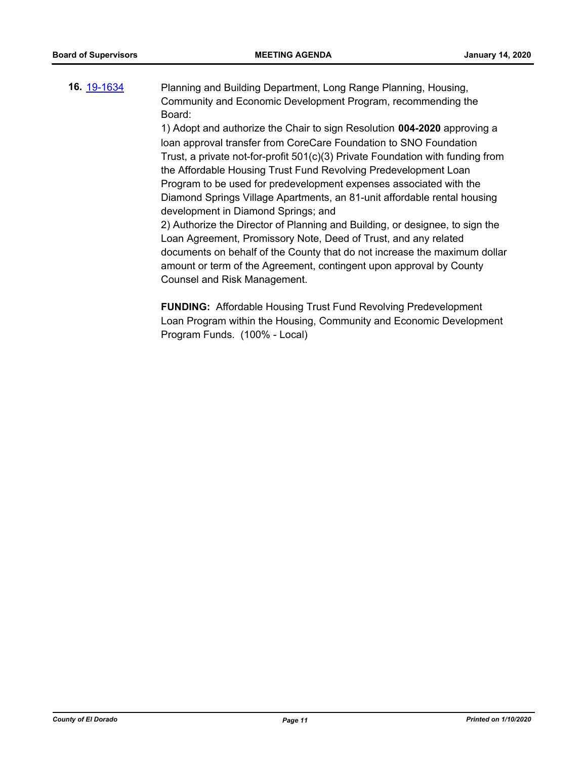**16.** 19-1634 Planning and Building Department, Long Range Planning, Housing, Community and Economic Development Program, recommending the Board:

1) Adopt and authorize the Chair to sign Resolution **004-2020** approving a loan approval transfer from CoreCare Foundation to SNO Foundation Trust, a private not-for-profit 501(c)(3) Private Foundation with funding from the Affordable Housing Trust Fund Revolving Predevelopment Loan Program to be used for predevelopment expenses associated with the Diamond Springs Village Apartments, an 81-unit affordable rental housing development in Diamond Springs; and

2) Authorize the Director of Planning and Building, or designee, to sign the Loan Agreement, Promissory Note, Deed of Trust, and any related documents on behalf of the County that do not increase the maximum dollar amount or term of the Agreement, contingent upon approval by County Counsel and Risk Management.

**FUNDING:** Affordable Housing Trust Fund Revolving Predevelopment Loan Program within the Housing, Community and Economic Development Program Funds. (100% - Local)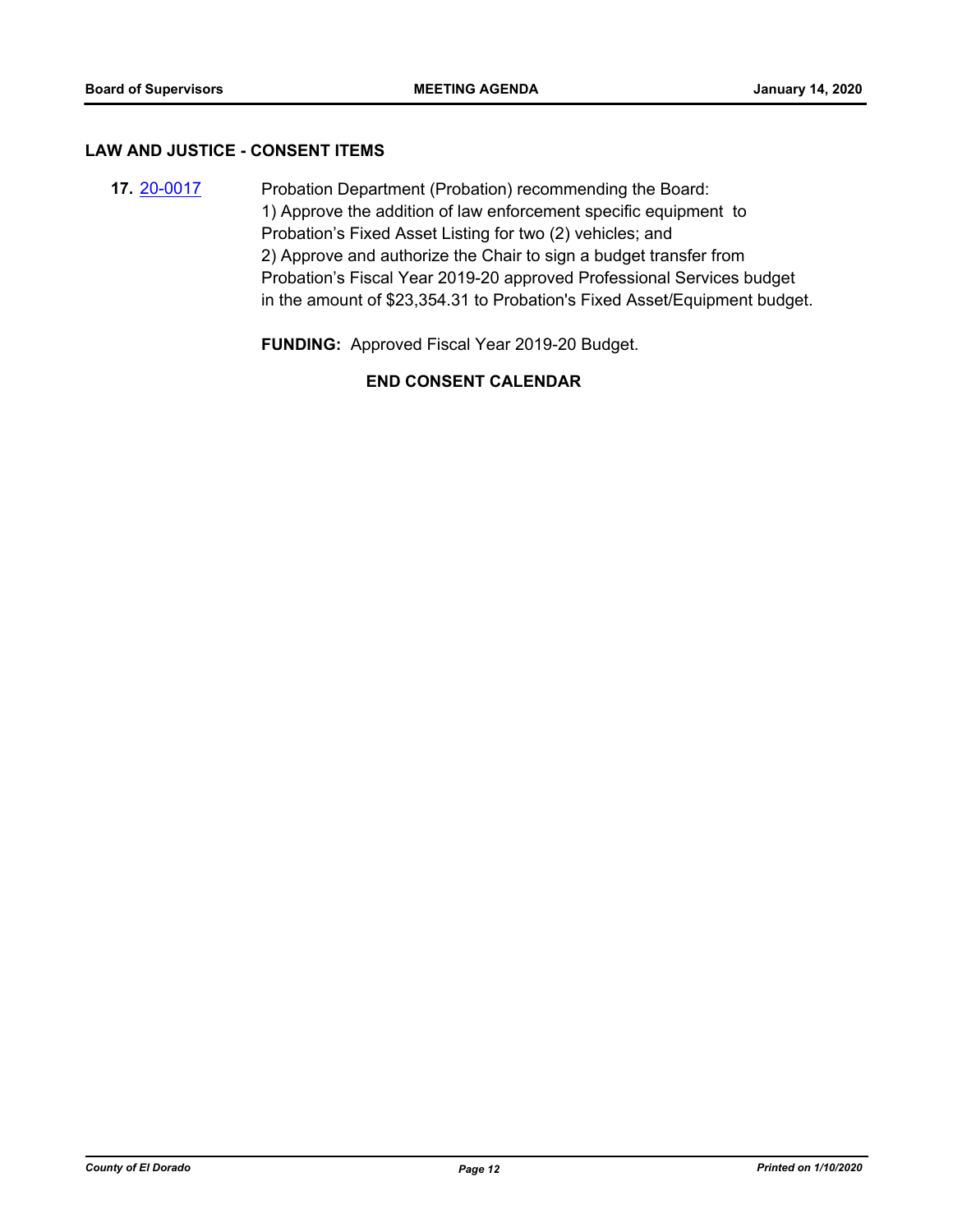## LAW AND JUSTICE - CONSENT ITEMS

**17.** [20-0017](20-0017)

Probation Department (Probation) recommending the Board:
1) Approve the addition of law enforcement specific equipment to Probation's Fixed Asset Listing for two (2) vehicles; and
2) Approve and authorize the Chair to sign a budget transfer from Probation's Fiscal Year 2019-20 approved Professional Services budget in the amount of $23,354.31 to Probation's Fixed Asset/Equipment budget.

**FUNDING:** Approved Fiscal Year 2019-20 Budget.

**END CONSENT CALENDAR**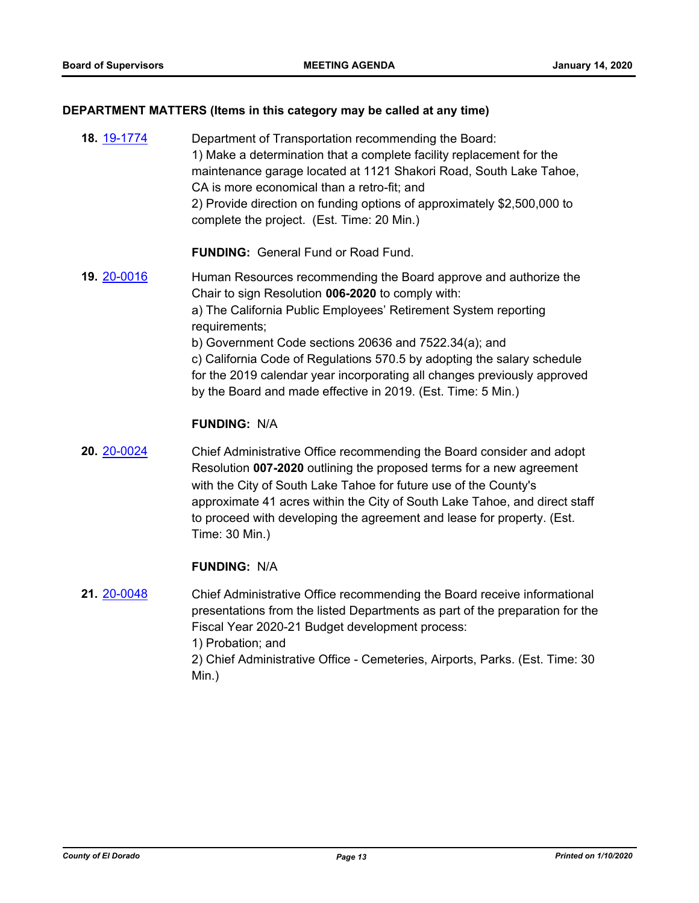## DEPARTMENT MATTERS (Items in this category may be called at any time)

**18.** 19-1774

Department of Transportation recommending the Board:
1) Make a determination that a complete facility replacement for the maintenance garage located at 1121 Shakori Road, South Lake Tahoe, CA is more economical than a retro-fit; and
2) Provide direction on funding options of approximately $2,500,000 to complete the project. (Est. Time: 20 Min.)

**FUNDING:** General Fund or Road Fund.

**19.** 20-0016

Human Resources recommending the Board approve and authorize the Chair to sign Resolution **006-2020** to comply with:
a) The California Public Employees' Retirement System reporting requirements;
b) Government Code sections 20636 and 7522.34(a); and
c) California Code of Regulations 570.5 by adopting the salary schedule for the 2019 calendar year incorporating all changes previously approved by the Board and made effective in 2019. (Est. Time: 5 Min.)

**FUNDING:** N/A

**20.** 20-0024

Chief Administrative Office recommending the Board consider and adopt Resolution **007-2020** outlining the proposed terms for a new agreement with the City of South Lake Tahoe for future use of the County's approximate 41 acres within the City of South Lake Tahoe, and direct staff to proceed with developing the agreement and lease for property. (Est. Time: 30 Min.)

**FUNDING:** N/A

**21.** 20-0048

Chief Administrative Office recommending the Board receive informational presentations from the listed Departments as part of the preparation for the Fiscal Year 2020-21 Budget development process:
1) Probation; and
2) Chief Administrative Office - Cemeteries, Airports, Parks. (Est. Time: 30 Min.)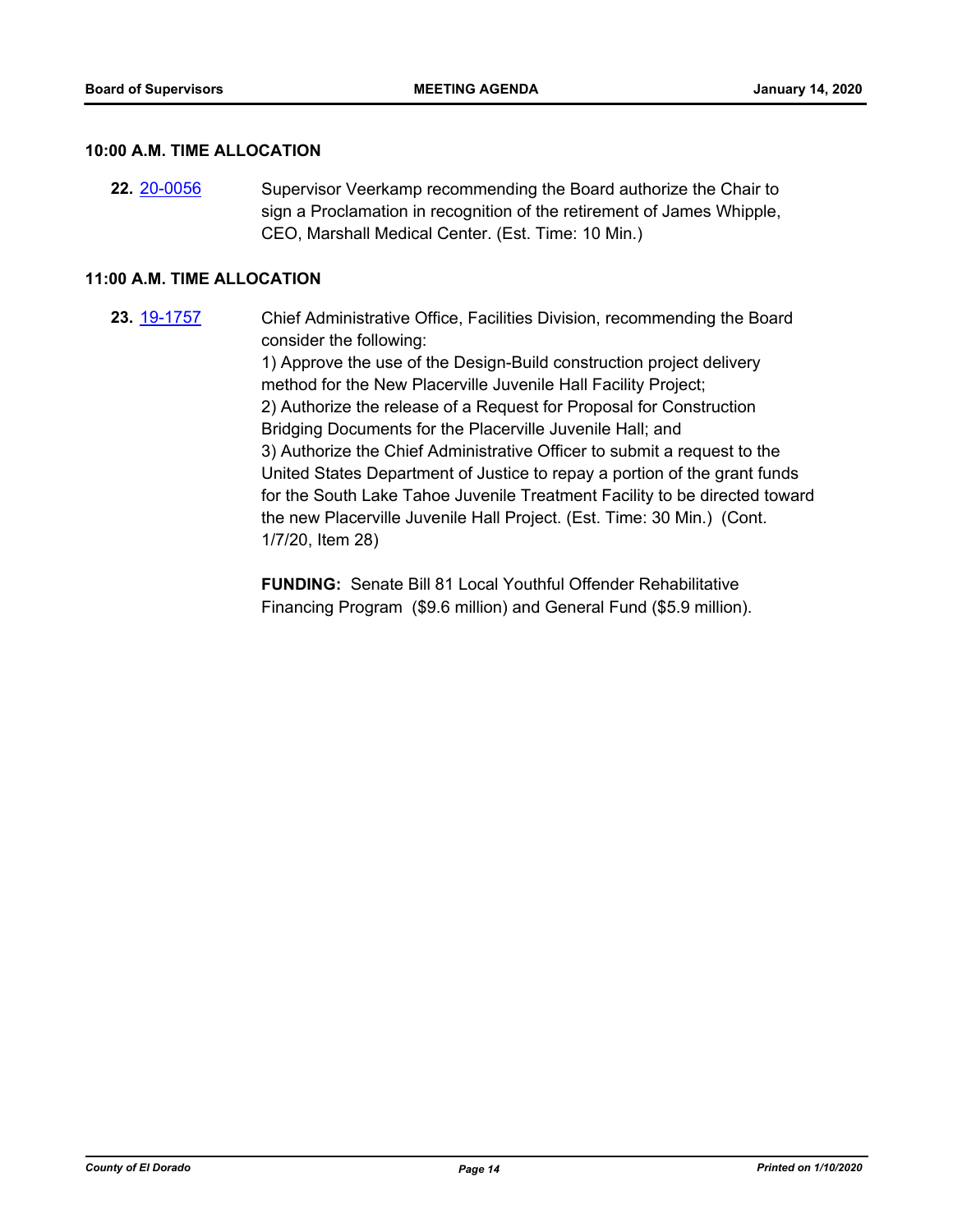## 10:00 A.M. TIME ALLOCATION

**22.** 20-0056 Supervisor Veerkamp recommending the Board authorize the Chair to sign a Proclamation in recognition of the retirement of James Whipple, CEO, Marshall Medical Center. (Est. Time: 10 Min.)

## 11:00 A.M. TIME ALLOCATION

**23.** 19-1757 Chief Administrative Office, Facilities Division, recommending the Board consider the following:

1) Approve the use of the Design-Build construction project delivery method for the New Placerville Juvenile Hall Facility Project;
2) Authorize the release of a Request for Proposal for Construction Bridging Documents for the Placerville Juvenile Hall; and
3) Authorize the Chief Administrative Officer to submit a request to the United States Department of Justice to repay a portion of the grant funds for the South Lake Tahoe Juvenile Treatment Facility to be directed toward the new Placerville Juvenile Hall Project. (Est. Time: 30 Min.) (Cont. 1/7/20, Item 28)

**FUNDING:** Senate Bill 81 Local Youthful Offender Rehabilitative Financing Program ($9.6 million) and General Fund ($5.9 million).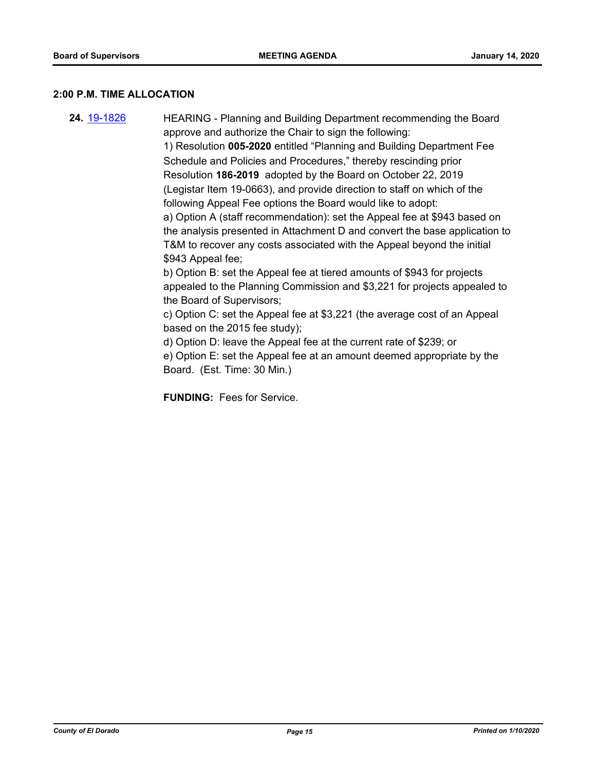## 2:00 P.M. TIME ALLOCATION

**24.** [19-1826](19-1826) HEARING - Planning and Building Department recommending the Board approve and authorize the Chair to sign the following:

1) Resolution **005-2020** entitled "Planning and Building Department Fee Schedule and Policies and Procedures," thereby rescinding prior Resolution **186-2019** adopted by the Board on October 22, 2019 (Legistar Item 19-0663), and provide direction to staff on which of the following Appeal Fee options the Board would like to adopt:

a) Option A (staff recommendation): set the Appeal fee at $943 based on the analysis presented in Attachment D and convert the base application to T&M to recover any costs associated with the Appeal beyond the initial $943 Appeal fee;

b) Option B: set the Appeal fee at tiered amounts of $943 for projects appealed to the Planning Commission and $3,221 for projects appealed to the Board of Supervisors;

c) Option C: set the Appeal fee at $3,221 (the average cost of an Appeal based on the 2015 fee study);

d) Option D: leave the Appeal fee at the current rate of $239; or

e) Option E: set the Appeal fee at an amount deemed appropriate by the Board. (Est. Time: 30 Min.)

**FUNDING:** Fees for Service.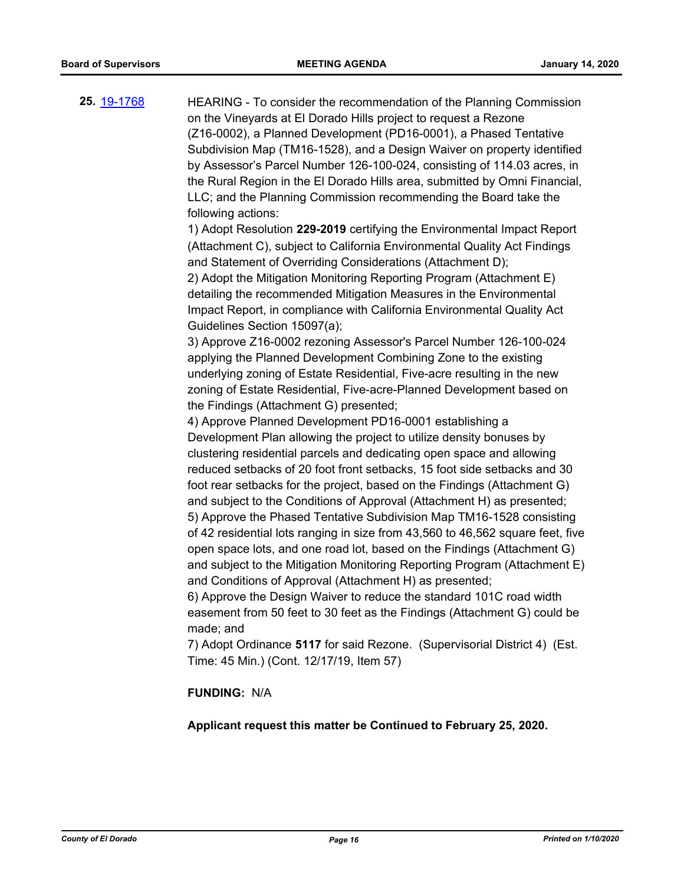**25.** 19-1768 HEARING - To consider the recommendation of the Planning Commission on the Vineyards at El Dorado Hills project to request a Rezone (Z16-0002), a Planned Development (PD16-0001), a Phased Tentative Subdivision Map (TM16-1528), and a Design Waiver on property identified by Assessor's Parcel Number 126-100-024, consisting of 114.03 acres, in the Rural Region in the El Dorado Hills area, submitted by Omni Financial, LLC; and the Planning Commission recommending the Board take the following actions:

1) Adopt Resolution **229-2019** certifying the Environmental Impact Report (Attachment C), subject to California Environmental Quality Act Findings and Statement of Overriding Considerations (Attachment D);
2) Adopt the Mitigation Monitoring Reporting Program (Attachment E) detailing the recommended Mitigation Measures in the Environmental Impact Report, in compliance with California Environmental Quality Act Guidelines Section 15097(a);
3) Approve Z16-0002 rezoning Assessor's Parcel Number 126-100-024 applying the Planned Development Combining Zone to the existing underlying zoning of Estate Residential, Five-acre resulting in the new zoning of Estate Residential, Five-acre-Planned Development based on the Findings (Attachment G) presented;
4) Approve Planned Development PD16-0001 establishing a Development Plan allowing the project to utilize density bonuses by clustering residential parcels and dedicating open space and allowing reduced setbacks of 20 foot front setbacks, 15 foot side setbacks and 30 foot rear setbacks for the project, based on the Findings (Attachment G) and subject to the Conditions of Approval (Attachment H) as presented;
5) Approve the Phased Tentative Subdivision Map TM16-1528 consisting of 42 residential lots ranging in size from 43,560 to 46,562 square feet, five open space lots, and one road lot, based on the Findings (Attachment G) and subject to the Mitigation Monitoring Reporting Program (Attachment E) and Conditions of Approval (Attachment H) as presented;
6) Approve the Design Waiver to reduce the standard 101C road width easement from 50 feet to 30 feet as the Findings (Attachment G) could be made; and
7) Adopt Ordinance **5117** for said Rezone. (Supervisorial District 4) (Est. Time: 45 Min.) (Cont. 12/17/19, Item 57)

**FUNDING:** N/A

**Applicant request this matter be Continued to February 25, 2020.**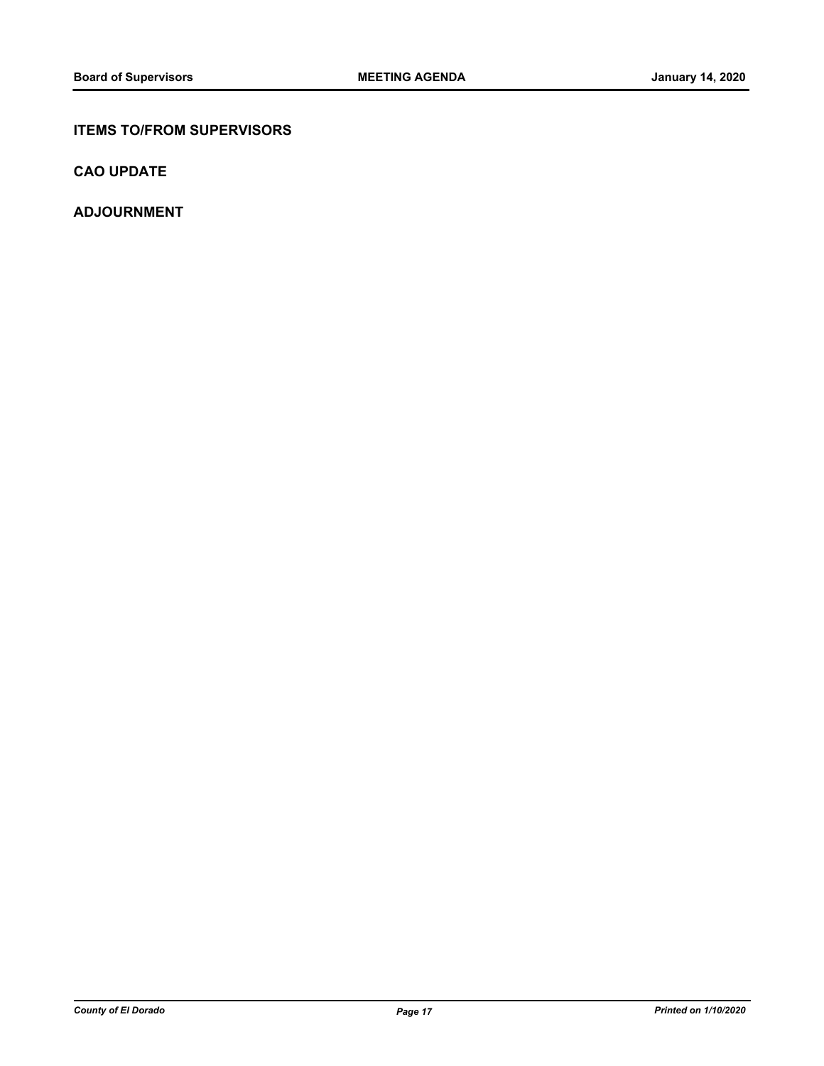## ITEMS TO/FROM SUPERVISORS

## CAO UPDATE

## ADJOURNMENT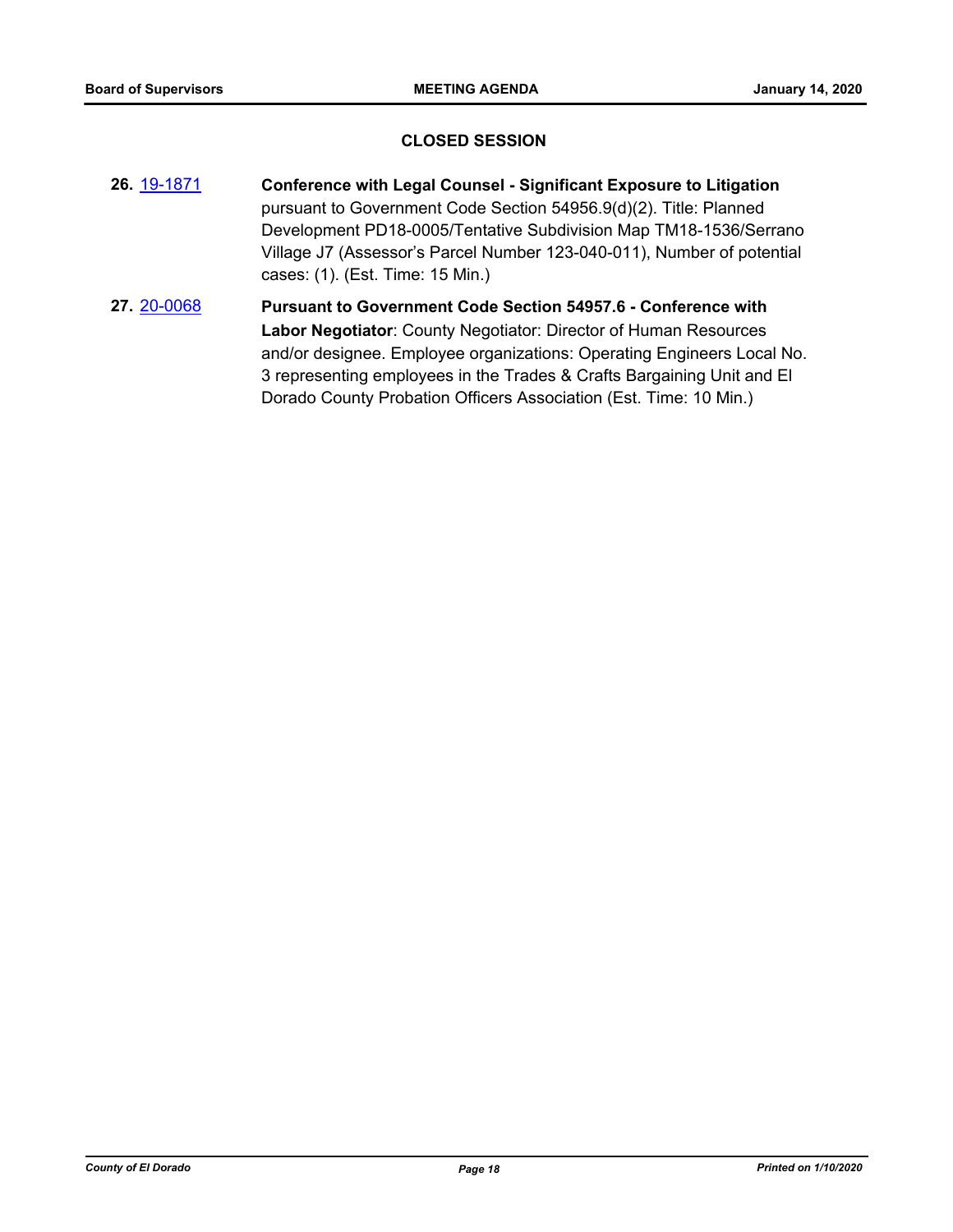## CLOSED SESSION

**26.** [19-1871](19-1871) **Conference with Legal Counsel - Significant Exposure to Litigation** pursuant to Government Code Section 54956.9(d)(2). Title: Planned Development PD18-0005/Tentative Subdivision Map TM18-1536/Serrano Village J7 (Assessor's Parcel Number 123-040-011), Number of potential cases: (1). (Est. Time: 15 Min.)

**27.** [20-0068](20-0068) **Pursuant to Government Code Section 54957.6 - Conference with Labor Negotiator**: County Negotiator: Director of Human Resources and/or designee. Employee organizations: Operating Engineers Local No. 3 representing employees in the Trades & Crafts Bargaining Unit and El Dorado County Probation Officers Association (Est. Time: 10 Min.)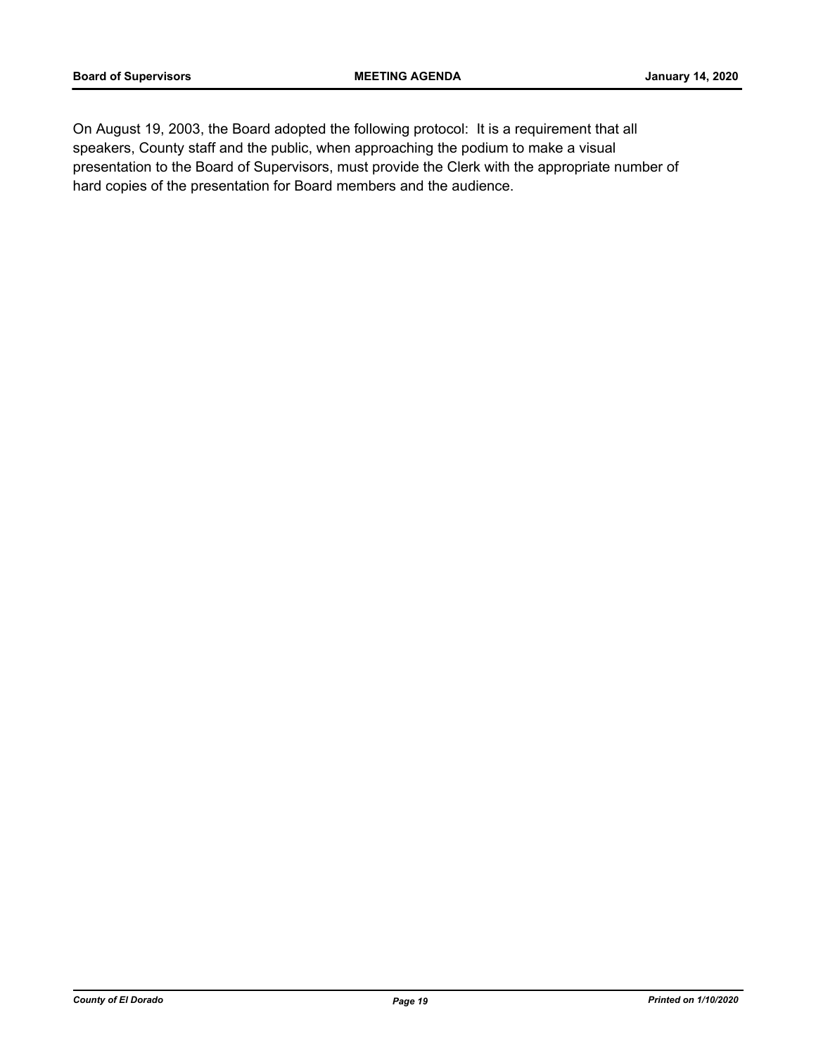On August 19, 2003, the Board adopted the following protocol: It is a requirement that all speakers, County staff and the public, when approaching the podium to make a visual presentation to the Board of Supervisors, must provide the Clerk with the appropriate number of hard copies of the presentation for Board members and the audience.